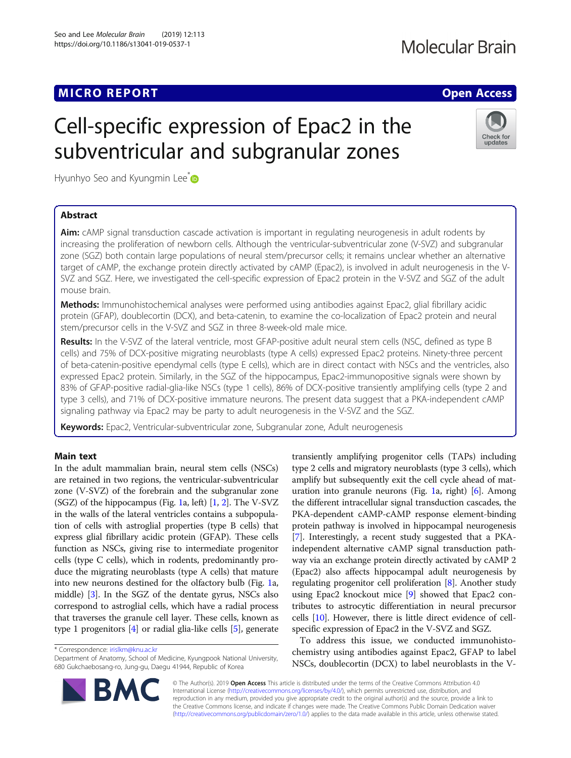MICRO REPORT

Open Access

# Cell-specific expression of Epac2 in the subventricular and subgranular zones

Hyunhyo Seo and Kyungmin Lee*

## Abstract

**Aim:** cAMP signal transduction cascade activation is important in regulating neurogenesis in adult rodents by increasing the proliferation of newborn cells. Although the ventricular-subventricular zone (V-SVZ) and subgranular zone (SGZ) both contain large populations of neural stem/precursor cells; it remains unclear whether an alternative target of cAMP, the exchange protein directly activated by cAMP (Epac2), is involved in adult neurogenesis in the V-SVZ and SGZ. Here, we investigated the cell-specific expression of Epac2 protein in the V-SVZ and SGZ of the adult mouse brain.

**Methods:** Immunohistochemical analyses were performed using antibodies against Epac2, glial fibrillary acidic protein (GFAP), doublecortin (DCX), and beta-catenin, to examine the co-localization of Epac2 protein and neural stem/precursor cells in the V-SVZ and SGZ in three 8-week-old male mice.

**Results:** In the V-SVZ of the lateral ventricle, most GFAP-positive adult neural stem cells (NSC, defined as type B cells) and 75% of DCX-positive migrating neuroblasts (type A cells) expressed Epac2 proteins. Ninety-three percent of beta-catenin-positive ependymal cells (type E cells), which are in direct contact with NSCs and the ventricles, also expressed Epac2 protein. Similarly, in the SGZ of the hippocampus, Epac2-immunopositive signals were shown by 83% of GFAP-positive radial-glia-like NSCs (type 1 cells), 86% of DCX-positive transiently amplifying cells (type 2 and type 3 cells), and 71% of DCX-positive immature neurons. The present data suggest that a PKA-independent cAMP signaling pathway via Epac2 may be party to adult neurogenesis in the V-SVZ and the SGZ.

**Keywords:** Epac2, Ventricular-subventricular zone, Subgranular zone, Adult neurogenesis

## Main text

In the adult mammalian brain, neural stem cells (NSCs) are retained in two regions, the ventricular-subventricular zone (V-SVZ) of the forebrain and the subgranular zone (SGZ) of the hippocampus (Fig. 1a, left) [1, 2]. The V-SVZ in the walls of the lateral ventricles contains a subpopulation of cells with astroglial properties (type B cells) that express glial fibrillary acidic protein (GFAP). These cells function as NSCs, giving rise to intermediate progenitor cells (type C cells), which in rodents, predominantly produce the migrating neuroblasts (type A cells) that mature into new neurons destined for the olfactory bulb (Fig. 1a, middle) [3]. In the SGZ of the dentate gyrus, NSCs also correspond to astroglial cells, which have a radial process that traverses the granule cell layer. These cells, known as type 1 progenitors [4] or radial glia-like cells [5], generate transiently amplifying progenitor cells (TAPs) including type 2 cells and migratory neuroblasts (type 3 cells), which amplify but subsequently exit the cell cycle ahead of maturation into granule neurons (Fig. 1a, right) [6]. Among the different intracellular signal transduction cascades, the PKA-dependent cAMP-cAMP response element-binding protein pathway is involved in hippocampal neurogenesis [7]. Interestingly, a recent study suggested that a PKA-independent alternative cAMP signal transduction pathway via an exchange protein directly activated by cAMP 2 (Epac2) also affects hippocampal adult neurogenesis by regulating progenitor cell proliferation [8]. Another study using Epac2 knockout mice [9] showed that Epac2 contributes to astrocytic differentiation in neural precursor cells [10]. However, there is little direct evidence of cell-specific expression of Epac2 in the V-SVZ and SGZ.

To address this issue, we conducted immunohistochemistry using antibodies against Epac2, GFAP to label NSCs, doublecortin (DCX) to label neuroblasts in the V-

* Correspondence: irislkm@knu.ac.kr
Department of Anatomy, School of Medicine, Kyungpook National University, 680 Gukchaebosang-ro, Jung-gu, Daegu 41944, Republic of Korea

© The Author(s). 2019 **Open Access** This article is distributed under the terms of the Creative Commons Attribution 4.0 International License (http://creativecommons.org/licenses/by/4.0/), which permits unrestricted use, distribution, and reproduction in any medium, provided you give appropriate credit to the original author(s) and the source, provide a link to the Creative Commons license, and indicate if changes were made. The Creative Commons Public Domain Dedication waiver (http://creativecommons.org/publicdomain/zero/1.0/) applies to the data made available in this article, unless otherwise stated.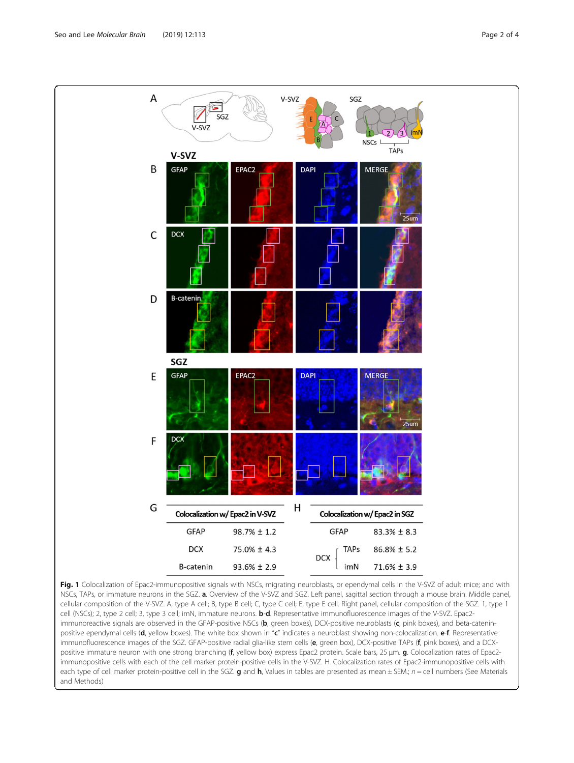| Colocalization w/ Epac2 in V-SVZ | |
|---|---|
| GFAP | 98.7% ± 1.2 |
| DCX | 75.0% ± 4.3 |
| B-catenin | 93.6% ± 2.9 |

| Colocalization w/ Epac2 in SGZ | | |
|---|---|---|
| GFAP | | 83.3% ± 8.3 |
| DCX | TAPs | 86.8% ± 5.2 |
| | imN | 71.6% ± 3.9 |

**Fig. 1** Colocalization of Epac2-immunopositive signals with NSCs, migrating neuroblasts, or ependymal cells in the V-SVZ of adult mice; and with NSCs, TAPs, or immature neurons in the SGZ. **a**. Overview of the V-SVZ and SGZ. Left panel, sagittal section through a mouse brain. Middle panel, cellular composition of the V-SVZ. A, type A cell; B, type B cell; C, type C cell; E, type E cell. Right panel, cellular composition of the SGZ. 1, type 1 cell (NSCs); 2, type 2 cell; 3, type 3 cell; imN, immature neurons. **b**-**d**. Representative immunofluorescence images of the V-SVZ. Epac2-immunoreactive signals are observed in the GFAP-positive NSCs (**b**, green boxes), DCX-positive neuroblasts (**c**, pink boxes), and beta-catenin-positive ependymal cells (**d**, yellow boxes). The white box shown in "**c**" indicates a neuroblast showing non-colocalization. **e**-**f**. Representative immunofluorescence images of the SGZ. GFAP-positive radial glia-like stem cells (**e**, green box), DCX-positive TAPs (**f**, pink boxes), and a DCX-positive immature neuron with one strong branching (**f**, yellow box) express Epac2 protein. Scale bars, 25 μm. **g**. Colocalization rates of Epac2-immunopositive cells with each of the cell marker protein-positive cells in the V-SVZ. H. Colocalization rates of Epac2-immunopositive cells with each type of cell marker protein-positive cell in the SGZ. **g** and **h**, Values in tables are presented as mean ± SEM.; *n* = cell numbers (See Materials and Methods)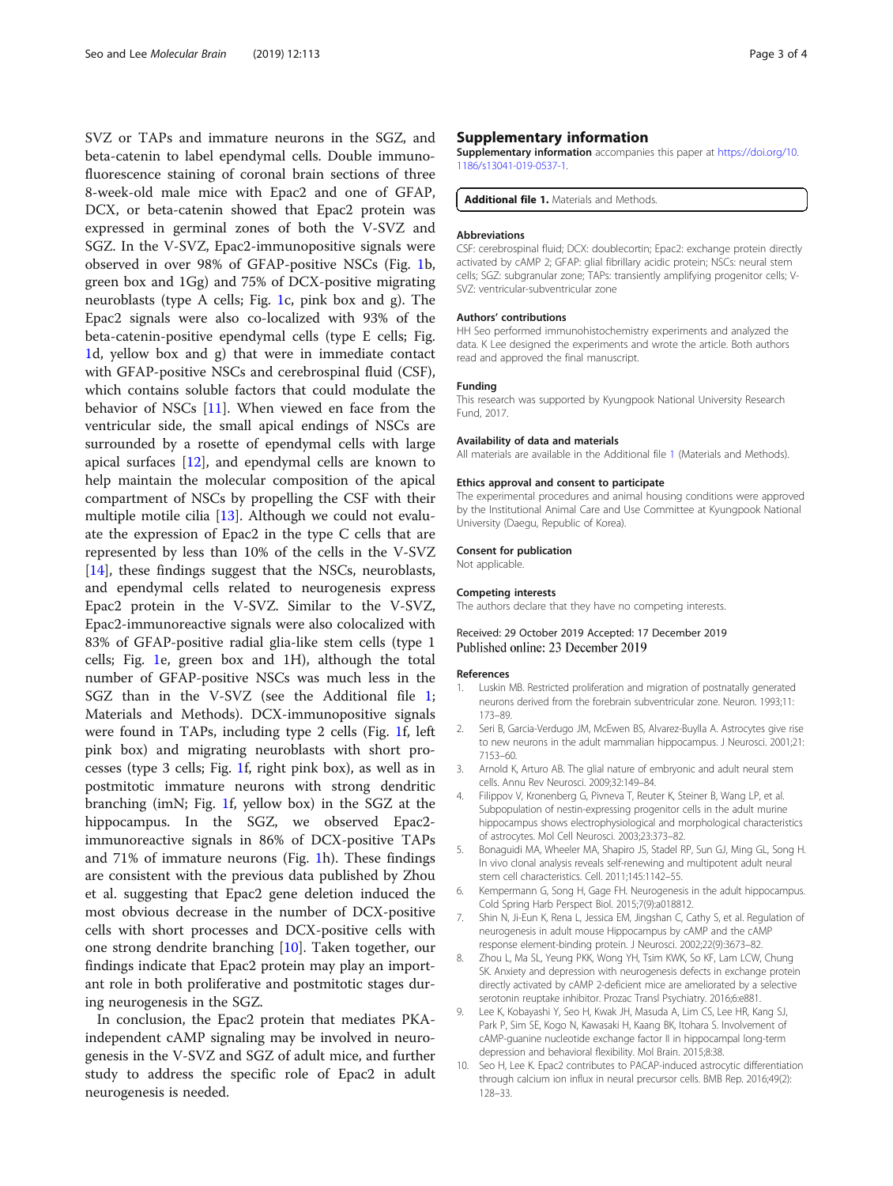SVZ or TAPs and immature neurons in the SGZ, and beta-catenin to label ependymal cells. Double immunofluorescence staining of coronal brain sections of three 8-week-old male mice with Epac2 and one of GFAP, DCX, or beta-catenin showed that Epac2 protein was expressed in germinal zones of both the V-SVZ and SGZ. In the V-SVZ, Epac2-immunopositive signals were observed in over 98% of GFAP-positive NSCs (Fig. 1b, green box and 1Gg) and 75% of DCX-positive migrating neuroblasts (type A cells; Fig. 1c, pink box and g). The Epac2 signals were also co-localized with 93% of the beta-catenin-positive ependymal cells (type E cells; Fig. 1d, yellow box and g) that were in immediate contact with GFAP-positive NSCs and cerebrospinal fluid (CSF), which contains soluble factors that could modulate the behavior of NSCs [11]. When viewed en face from the ventricular side, the small apical endings of NSCs are surrounded by a rosette of ependymal cells with large apical surfaces [12], and ependymal cells are known to help maintain the molecular composition of the apical compartment of NSCs by propelling the CSF with their multiple motile cilia [13]. Although we could not evaluate the expression of Epac2 in the type C cells that are represented by less than 10% of the cells in the V-SVZ [14], these findings suggest that the NSCs, neuroblasts, and ependymal cells related to neurogenesis express Epac2 protein in the V-SVZ. Similar to the V-SVZ, Epac2-immunoreactive signals were also colocalized with 83% of GFAP-positive radial glia-like stem cells (type 1 cells; Fig. 1e, green box and 1H), although the total number of GFAP-positive NSCs was much less in the SGZ than in the V-SVZ (see the Additional file 1; Materials and Methods). DCX-immunopositive signals were found in TAPs, including type 2 cells (Fig. 1f, left pink box) and migrating neuroblasts with short processes (type 3 cells; Fig. 1f, right pink box), as well as in postmitotic immature neurons with strong dendritic branching (imN; Fig. 1f, yellow box) in the SGZ at the hippocampus. In the SGZ, we observed Epac2-immunoreactive signals in 86% of DCX-positive TAPs and 71% of immature neurons (Fig. 1h). These findings are consistent with the previous data published by Zhou et al. suggesting that Epac2 gene deletion induced the most obvious decrease in the number of DCX-positive cells with short processes and DCX-positive cells with one strong dendrite branching [10]. Taken together, our findings indicate that Epac2 protein may play an important role in both proliferative and postmitotic stages during neurogenesis in the SGZ.

In conclusion, the Epac2 protein that mediates PKA-independent cAMP signaling may be involved in neurogenesis in the V-SVZ and SGZ of adult mice, and further study to address the specific role of Epac2 in adult neurogenesis is needed.

## Supplementary information

**Supplementary information** accompanies this paper at https://doi.org/10.1186/s13041-019-0537-1.

**Additional file 1.** Materials and Methods.

### Abbreviations

CSF: cerebrospinal fluid; DCX: doublecortin; Epac2: exchange protein directly activated by cAMP 2; GFAP: glial fibrillary acidic protein; NSCs: neural stem cells; SGZ: subgranular zone; TAPs: transiently amplifying progenitor cells; V-SVZ: ventricular-subventricular zone

### Authors' contributions

HH Seo performed immunohistochemistry experiments and analyzed the data. K Lee designed the experiments and wrote the article. Both authors read and approved the final manuscript.

### Funding

This research was supported by Kyungpook National University Research Fund, 2017.

### Availability of data and materials

All materials are available in the Additional file 1 (Materials and Methods).

### Ethics approval and consent to participate

The experimental procedures and animal housing conditions were approved by the Institutional Animal Care and Use Committee at Kyungpook National University (Daegu, Republic of Korea).

### Consent for publication

Not applicable.

### Competing interests

The authors declare that they have no competing interests.

Received: 29 October 2019 Accepted: 17 December 2019
Published online: 23 December 2019

### References

1. Luskin MB. Restricted proliferation and migration of postnatally generated neurons derived from the forebrain subventricular zone. Neuron. 1993;11:173–89.
2. Seri B, Garcia-Verdugo JM, McEwen BS, Alvarez-Buylla A. Astrocytes give rise to new neurons in the adult mammalian hippocampus. J Neurosci. 2001;21:7153–60.
3. Arnold K, Arturo AB. The glial nature of embryonic and adult neural stem cells. Annu Rev Neurosci. 2009;32:149–84.
4. Filippov V, Kronenberg G, Pivneva T, Reuter K, Steiner B, Wang LP, et al. Subpopulation of nestin-expressing progenitor cells in the adult murine hippocampus shows electrophysiological and morphological characteristics of astrocytes. Mol Cell Neurosci. 2003;23:373–82.
5. Bonaguidi MA, Wheeler MA, Shapiro JS, Stadel RP, Sun GJ, Ming GL, Song H. In vivo clonal analysis reveals self-renewing and multipotent adult neural stem cell characteristics. Cell. 2011;145:1142–55.
6. Kempermann G, Song H, Gage FH. Neurogenesis in the adult hippocampus. Cold Spring Harb Perspect Biol. 2015;7(9):a018812.
7. Shin N, Ji-Eun K, Rena L, Jessica EM, Jingshan C, Cathy S, et al. Regulation of neurogenesis in adult mouse Hippocampus by cAMP and the cAMP response element-binding protein. J Neurosci. 2002;22(9):3673–82.
8. Zhou L, Ma SL, Yeung PKK, Wong YH, Tsim KWK, So KF, Lam LCW, Chung SK. Anxiety and depression with neurogenesis defects in exchange protein directly activated by cAMP 2-deficient mice are ameliorated by a selective serotonin reuptake inhibitor. Prozac Transl Psychiatry. 2016;6:e881.
9. Lee K, Kobayashi Y, Seo H, Kwak JH, Masuda A, Lim CS, Lee HR, Kang SJ, Park P, Sim SE, Kogo N, Kawasaki H, Kaang BK, Itohara S. Involvement of cAMP-guanine nucleotide exchange factor II in hippocampal long-term depression and behavioral flexibility. Mol Brain. 2015;8:38.
10. Seo H, Lee K. Epac2 contributes to PACAP-induced astrocytic differentiation through calcium ion influx in neural precursor cells. BMB Rep. 2016;49(2):128–33.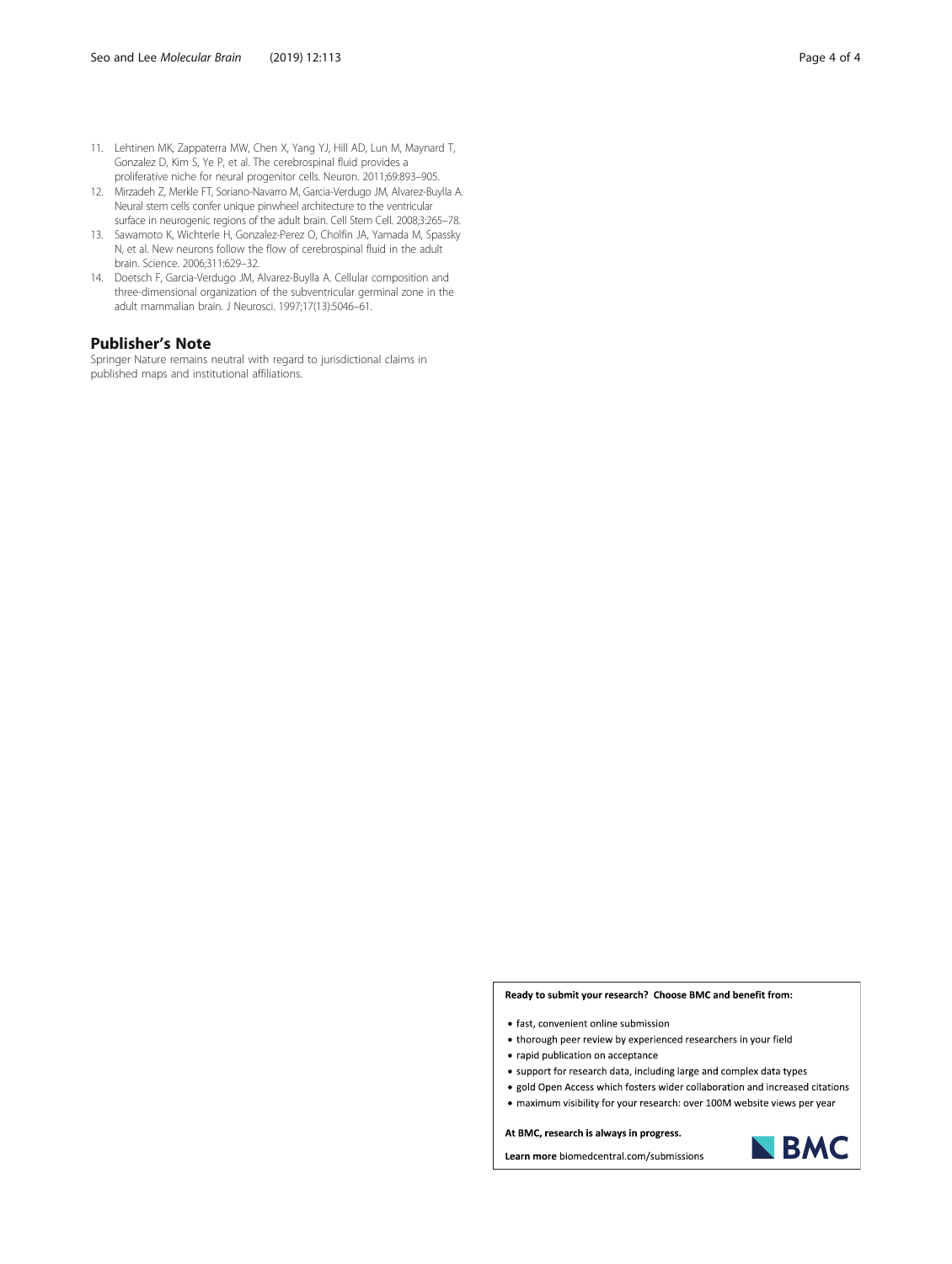11. Lehtinen MK, Zappaterra MW, Chen X, Yang YJ, Hill AD, Lun M, Maynard T, Gonzalez D, Kim S, Ye P, et al. The cerebrospinal fluid provides a proliferative niche for neural progenitor cells. Neuron. 2011;69:893–905.
12. Mirzadeh Z, Merkle FT, Soriano-Navarro M, Garcia-Verdugo JM, Alvarez-Buylla A. Neural stem cells confer unique pinwheel architecture to the ventricular surface in neurogenic regions of the adult brain. Cell Stem Cell. 2008;3:265–78.
13. Sawamoto K, Wichterle H, Gonzalez-Perez O, Cholfin JA, Yamada M, Spassky N, et al. New neurons follow the flow of cerebrospinal fluid in the adult brain. Science. 2006;311:629–32.
14. Doetsch F, Garcia-Verdugo JM, Alvarez-Buylla A. Cellular composition and three-dimensional organization of the subventricular germinal zone in the adult mammalian brain. J Neurosci. 1997;17(13):5046–61.

## Publisher's Note

Springer Nature remains neutral with regard to jurisdictional claims in published maps and institutional affiliations.

**Ready to submit your research? Choose BMC and benefit from:**

- fast, convenient online submission
- thorough peer review by experienced researchers in your field
- rapid publication on acceptance
- support for research data, including large and complex data types
- gold Open Access which fosters wider collaboration and increased citations
- maximum visibility for your research: over 100M website views per year

**At BMC, research is always in progress.**

**Learn more** biomedcentral.com/submissions

BMC